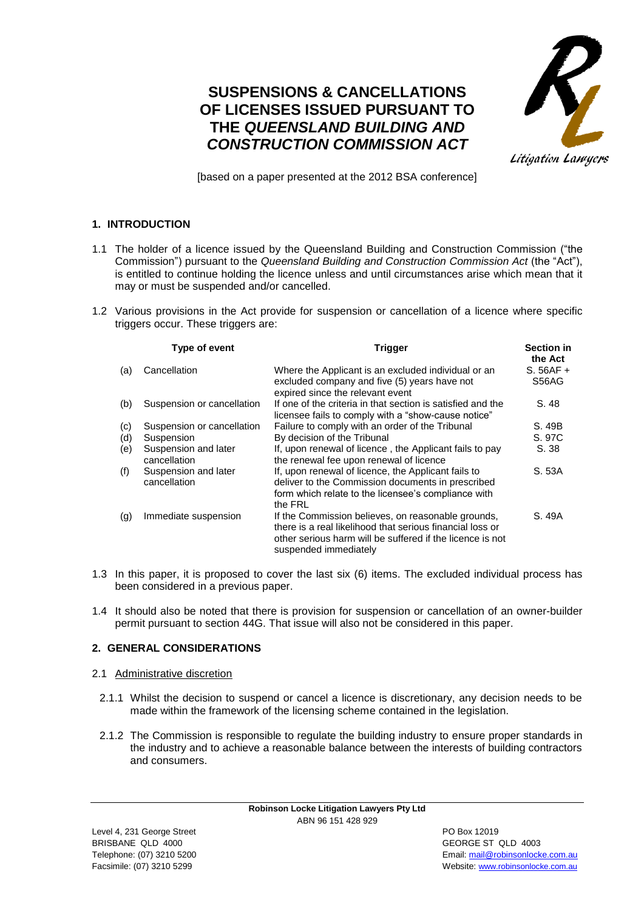# SUSPENSIONS & CANCELLATIONS OF LICENSES ISSUED PURSUANT TO THE *QUEENSLAND BUILDING AND CONSTRUCTION COMMISSION ACT*

[based on a paper presented at the 2012 BSA conference]

## 1. INTRODUCTION

1.1 The holder of a licence issued by the Queensland Building and Construction Commission ("the Commission") pursuant to the *Queensland Building and Construction Commission Act* (the "Act"), is entitled to continue holding the licence unless and until circumstances arise which mean that it may or must be suspended and/or cancelled.

1.2 Various provisions in the Act provide for suspension or cancellation of a licence where specific triggers occur. These triggers are:

| | Type of event | Trigger | Section in the Act |
|---|---|---|---|
| (a) | Cancellation | Where the Applicant is an excluded individual or an excluded company and five (5) years have not expired since the relevant event | S. 56AF + S56AG |
| (b) | Suspension or cancellation | If one of the criteria in that section is satisfied and the licensee fails to comply with a "show-cause notice" | S. 48 |
| (c) | Suspension or cancellation | Failure to comply with an order of the Tribunal | S. 49B |
| (d) | Suspension | By decision of the Tribunal | S. 97C |
| (e) | Suspension and later cancellation | If, upon renewal of licence , the Applicant fails to pay the renewal fee upon renewal of licence | S. 38 |
| (f) | Suspension and later cancellation | If, upon renewal of licence, the Applicant fails to deliver to the Commission documents in prescribed form which relate to the licensee's compliance with the FRL | S. 53A |
| (g) | Immediate suspension | If the Commission believes, on reasonable grounds, there is a real likelihood that serious financial loss or other serious harm will be suffered if the licence is not suspended immediately | S. 49A |

1.3 In this paper, it is proposed to cover the last six (6) items. The excluded individual process has been considered in a previous paper.

1.4 It should also be noted that there is provision for suspension or cancellation of an owner-builder permit pursuant to section 44G. That issue will also not be considered in this paper.

## 2. GENERAL CONSIDERATIONS

2.1 Administrative discretion

2.1.1 Whilst the decision to suspend or cancel a licence is discretionary, any decision needs to be made within the framework of the licensing scheme contained in the legislation.

2.1.2 The Commission is responsible to regulate the building industry to ensure proper standards in the industry and to achieve a reasonable balance between the interests of building contractors and consumers.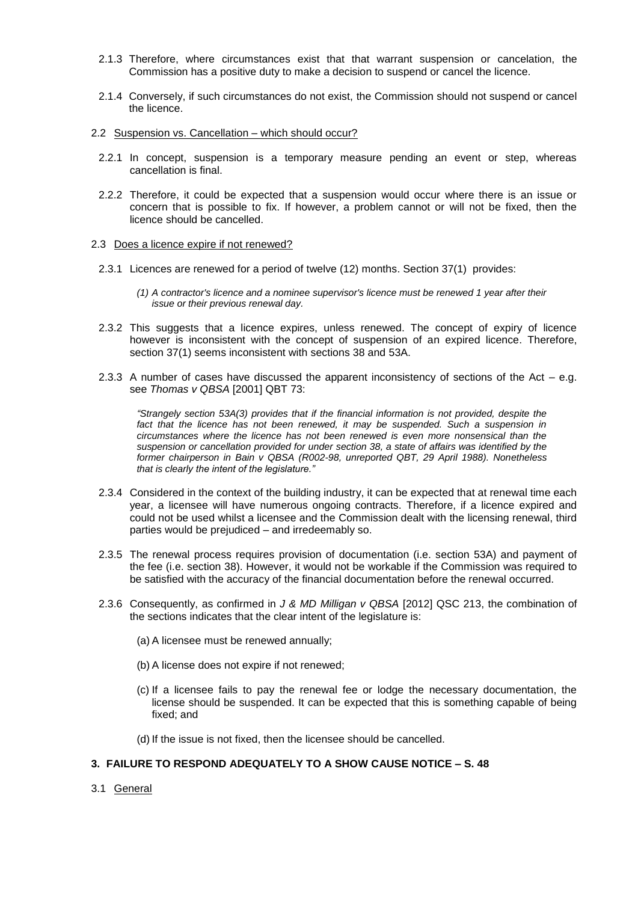2.1.3 Therefore, where circumstances exist that that warrant suspension or cancelation, the Commission has a positive duty to make a decision to suspend or cancel the licence.

2.1.4 Conversely, if such circumstances do not exist, the Commission should not suspend or cancel the licence.

2.2 Suspension vs. Cancellation – which should occur?

2.2.1 In concept, suspension is a temporary measure pending an event or step, whereas cancellation is final.

2.2.2 Therefore, it could be expected that a suspension would occur where there is an issue or concern that is possible to fix. If however, a problem cannot or will not be fixed, then the licence should be cancelled.

2.3 Does a licence expire if not renewed?

2.3.1 Licences are renewed for a period of twelve (12) months. Section 37(1) provides:

> *(1) A contractor's licence and a nominee supervisor's licence must be renewed 1 year after their issue or their previous renewal day.*

2.3.2 This suggests that a licence expires, unless renewed. The concept of expiry of licence however is inconsistent with the concept of suspension of an expired licence. Therefore, section 37(1) seems inconsistent with sections 38 and 53A.

2.3.3 A number of cases have discussed the apparent inconsistency of sections of the Act – e.g. see *Thomas v QBSA* [2001] QBT 73:

> *"Strangely section 53A(3) provides that if the financial information is not provided, despite the fact that the licence has not been renewed, it may be suspended. Such a suspension in circumstances where the licence has not been renewed is even more nonsensical than the suspension or cancellation provided for under section 38, a state of affairs was identified by the former chairperson in Bain v QBSA (R002-98, unreported QBT, 29 April 1988). Nonetheless that is clearly the intent of the legislature."*

2.3.4 Considered in the context of the building industry, it can be expected that at renewal time each year, a licensee will have numerous ongoing contracts. Therefore, if a licence expired and could not be used whilst a licensee and the Commission dealt with the licensing renewal, third parties would be prejudiced – and irredeemably so.

2.3.5 The renewal process requires provision of documentation (i.e. section 53A) and payment of the fee (i.e. section 38). However, it would not be workable if the Commission was required to be satisfied with the accuracy of the financial documentation before the renewal occurred.

2.3.6 Consequently, as confirmed in *J & MD Milligan v QBSA* [2012] QSC 213, the combination of the sections indicates that the clear intent of the legislature is:

(a) A licensee must be renewed annually;

(b) A license does not expire if not renewed;

(c) If a licensee fails to pay the renewal fee or lodge the necessary documentation, the license should be suspended. It can be expected that this is something capable of being fixed; and

(d) If the issue is not fixed, then the licensee should be cancelled.

## 3. FAILURE TO RESPOND ADEQUATELY TO A SHOW CAUSE NOTICE – S. 48

3.1 General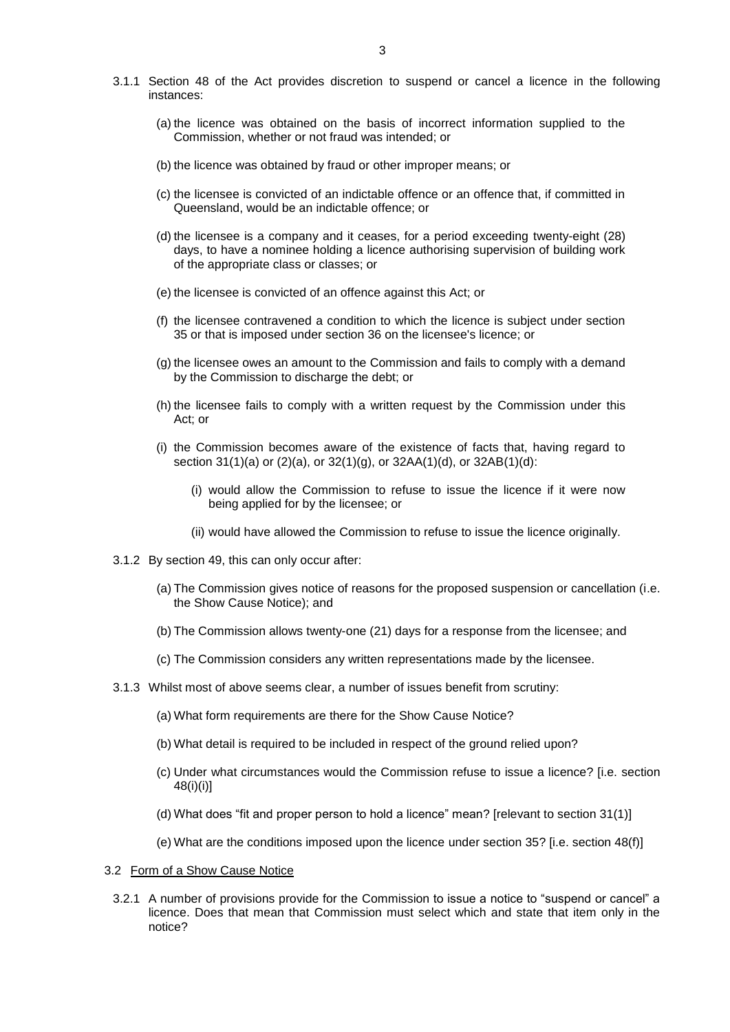3.1.1 Section 48 of the Act provides discretion to suspend or cancel a licence in the following instances:

(a) the licence was obtained on the basis of incorrect information supplied to the Commission, whether or not fraud was intended; or

(b) the licence was obtained by fraud or other improper means; or

(c) the licensee is convicted of an indictable offence or an offence that, if committed in Queensland, would be an indictable offence; or

(d) the licensee is a company and it ceases, for a period exceeding twenty-eight (28) days, to have a nominee holding a licence authorising supervision of building work of the appropriate class or classes; or

(e) the licensee is convicted of an offence against this Act; or

(f) the licensee contravened a condition to which the licence is subject under section 35 or that is imposed under section 36 on the licensee's licence; or

(g) the licensee owes an amount to the Commission and fails to comply with a demand by the Commission to discharge the debt; or

(h) the licensee fails to comply with a written request by the Commission under this Act; or

(i) the Commission becomes aware of the existence of facts that, having regard to section 31(1)(a) or (2)(a), or 32(1)(g), or 32AA(1)(d), or 32AB(1)(d):

  (i) would allow the Commission to refuse to issue the licence if it were now being applied for by the licensee; or

  (ii) would have allowed the Commission to refuse to issue the licence originally.

3.1.2 By section 49, this can only occur after:

(a) The Commission gives notice of reasons for the proposed suspension or cancellation (i.e. the Show Cause Notice); and

(b) The Commission allows twenty-one (21) days for a response from the licensee; and

(c) The Commission considers any written representations made by the licensee.

3.1.3 Whilst most of above seems clear, a number of issues benefit from scrutiny:

(a) What form requirements are there for the Show Cause Notice?

(b) What detail is required to be included in respect of the ground relied upon?

(c) Under what circumstances would the Commission refuse to issue a licence? [i.e. section 48(i)(i)]

(d) What does "fit and proper person to hold a licence" mean? [relevant to section 31(1)]

(e) What are the conditions imposed upon the licence under section 35? [i.e. section 48(f)]

3.2 <u>Form of a Show Cause Notice</u>

3.2.1 A number of provisions provide for the Commission to issue a notice to "suspend or cancel" a licence. Does that mean that Commission must select which and state that item only in the notice?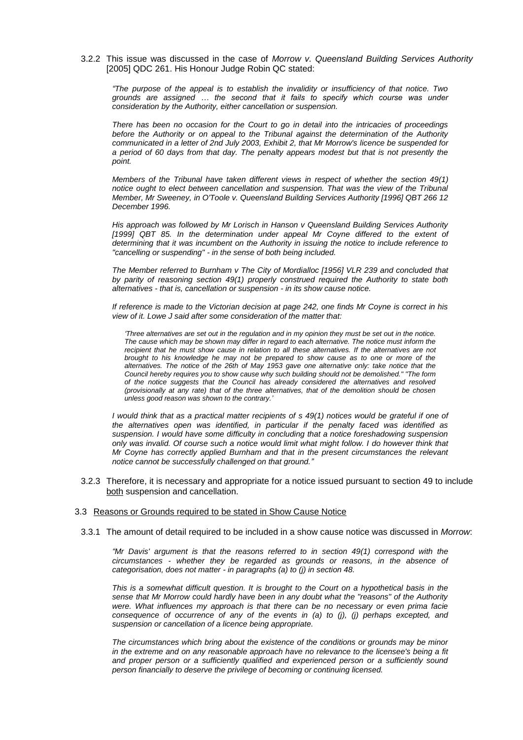3.2.2 This issue was discussed in the case of *Morrow v. Queensland Building Services Authority* [2005] QDC 261. His Honour Judge Robin QC stated:

> *"The purpose of the appeal is to establish the invalidity or insufficiency of that notice. Two grounds are assigned … the second that it fails to specify which course was under consideration by the Authority, either cancellation or suspension.*
>
> *There has been no occasion for the Court to go in detail into the intricacies of proceedings before the Authority or on appeal to the Tribunal against the determination of the Authority communicated in a letter of 2nd July 2003, Exhibit 2, that Mr Morrow's licence be suspended for a period of 60 days from that day. The penalty appears modest but that is not presently the point.*
>
> *Members of the Tribunal have taken different views in respect of whether the section 49(1) notice ought to elect between cancellation and suspension. That was the view of the Tribunal Member, Mr Sweeney, in O'Toole v. Queensland Building Services Authority [1996] QBT 266 12 December 1996.*
>
> *His approach was followed by Mr Lorisch in Hanson v Queensland Building Services Authority [1999] QBT 85. In the determination under appeal Mr Coyne differed to the extent of determining that it was incumbent on the Authority in issuing the notice to include reference to "cancelling or suspending" - in the sense of both being included.*
>
> *The Member referred to Burnham v The City of Mordialloc [1956] VLR 239 and concluded that by parity of reasoning section 49(1) properly construed required the Authority to state both alternatives - that is, cancellation or suspension - in its show cause notice.*
>
> *If reference is made to the Victorian decision at page 242, one finds Mr Coyne is correct in his view of it. Lowe J said after some consideration of the matter that:*
>
> > *'Three alternatives are set out in the regulation and in my opinion they must be set out in the notice. The cause which may be shown may differ in regard to each alternative. The notice must inform the recipient that he must show cause in relation to all these alternatives. If the alternatives are not brought to his knowledge he may not be prepared to show cause as to one or more of the alternatives. The notice of the 26th of May 1953 gave one alternative only: take notice that the Council hereby requires you to show cause why such building should not be demolished." "The form of the notice suggests that the Council has already considered the alternatives and resolved (provisionally at any rate) that of the three alternatives, that of the demolition should be chosen unless good reason was shown to the contrary.'*
>
> *I would think that as a practical matter recipients of s 49(1) notices would be grateful if one of the alternatives open was identified, in particular if the penalty faced was identified as suspension. I would have some difficulty in concluding that a notice foreshadowing suspension only was invalid. Of course such a notice would limit what might follow. I do however think that Mr Coyne has correctly applied Burnham and that in the present circumstances the relevant notice cannot be successfully challenged on that ground."*

3.2.3 Therefore, it is necessary and appropriate for a notice issued pursuant to section 49 to include both suspension and cancellation.

## 3.3 Reasons or Grounds required to be stated in Show Cause Notice

3.3.1 The amount of detail required to be included in a show cause notice was discussed in *Morrow*:

> *"Mr Davis' argument is that the reasons referred to in section 49(1) correspond with the circumstances - whether they be regarded as grounds or reasons, in the absence of categorisation, does not matter - in paragraphs (a) to (j) in section 48.*
>
> *This is a somewhat difficult question. It is brought to the Court on a hypothetical basis in the sense that Mr Morrow could hardly have been in any doubt what the "reasons" of the Authority were. What influences my approach is that there can be no necessary or even prima facie consequence of occurrence of any of the events in (a) to (j), (j) perhaps excepted, and suspension or cancellation of a licence being appropriate.*
>
> *The circumstances which bring about the existence of the conditions or grounds may be minor in the extreme and on any reasonable approach have no relevance to the licensee's being a fit and proper person or a sufficiently qualified and experienced person or a sufficiently sound person financially to deserve the privilege of becoming or continuing licensed.*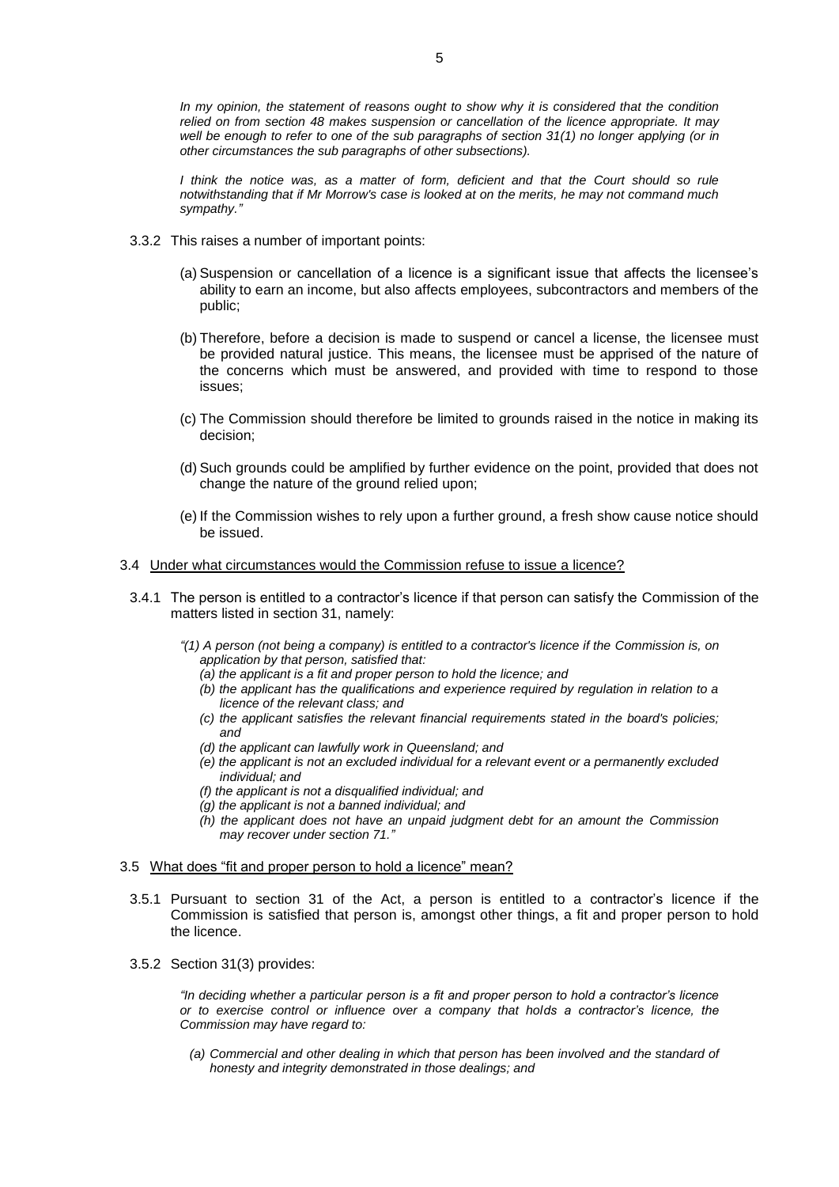*In my opinion, the statement of reasons ought to show why it is considered that the condition relied on from section 48 makes suspension or cancellation of the licence appropriate. It may well be enough to refer to one of the sub paragraphs of section 31(1) no longer applying (or in other circumstances the sub paragraphs of other subsections).*

*I think the notice was, as a matter of form, deficient and that the Court should so rule notwithstanding that if Mr Morrow's case is looked at on the merits, he may not command much sympathy."*

3.3.2 This raises a number of important points:

(a) Suspension or cancellation of a licence is a significant issue that affects the licensee's ability to earn an income, but also affects employees, subcontractors and members of the public;

(b) Therefore, before a decision is made to suspend or cancel a license, the licensee must be provided natural justice. This means, the licensee must be apprised of the nature of the concerns which must be answered, and provided with time to respond to those issues;

(c) The Commission should therefore be limited to grounds raised in the notice in making its decision;

(d) Such grounds could be amplified by further evidence on the point, provided that does not change the nature of the ground relied upon;

(e) If the Commission wishes to rely upon a further ground, a fresh show cause notice should be issued.

3.4 <u>Under what circumstances would the Commission refuse to issue a licence?</u>

3.4.1 The person is entitled to a contractor's licence if that person can satisfy the Commission of the matters listed in section 31, namely:

*"(1) A person (not being a company) is entitled to a contractor's licence if the Commission is, on application by that person, satisfied that:*
*(a) the applicant is a fit and proper person to hold the licence; and*
*(b) the applicant has the qualifications and experience required by regulation in relation to a licence of the relevant class; and*
*(c) the applicant satisfies the relevant financial requirements stated in the board's policies; and*
*(d) the applicant can lawfully work in Queensland; and*
*(e) the applicant is not an excluded individual for a relevant event or a permanently excluded individual; and*
*(f) the applicant is not a disqualified individual; and*
*(g) the applicant is not a banned individual; and*
*(h) the applicant does not have an unpaid judgment debt for an amount the Commission may recover under section 71."*

3.5 <u>What does "fit and proper person to hold a licence" mean?</u>

3.5.1 Pursuant to section 31 of the Act, a person is entitled to a contractor's licence if the Commission is satisfied that person is, amongst other things, a fit and proper person to hold the licence.

3.5.2 Section 31(3) provides:

*"In deciding whether a particular person is a fit and proper person to hold a contractor's licence or to exercise control or influence over a company that holds a contractor's licence, the Commission may have regard to:*

*(a) Commercial and other dealing in which that person has been involved and the standard of honesty and integrity demonstrated in those dealings; and*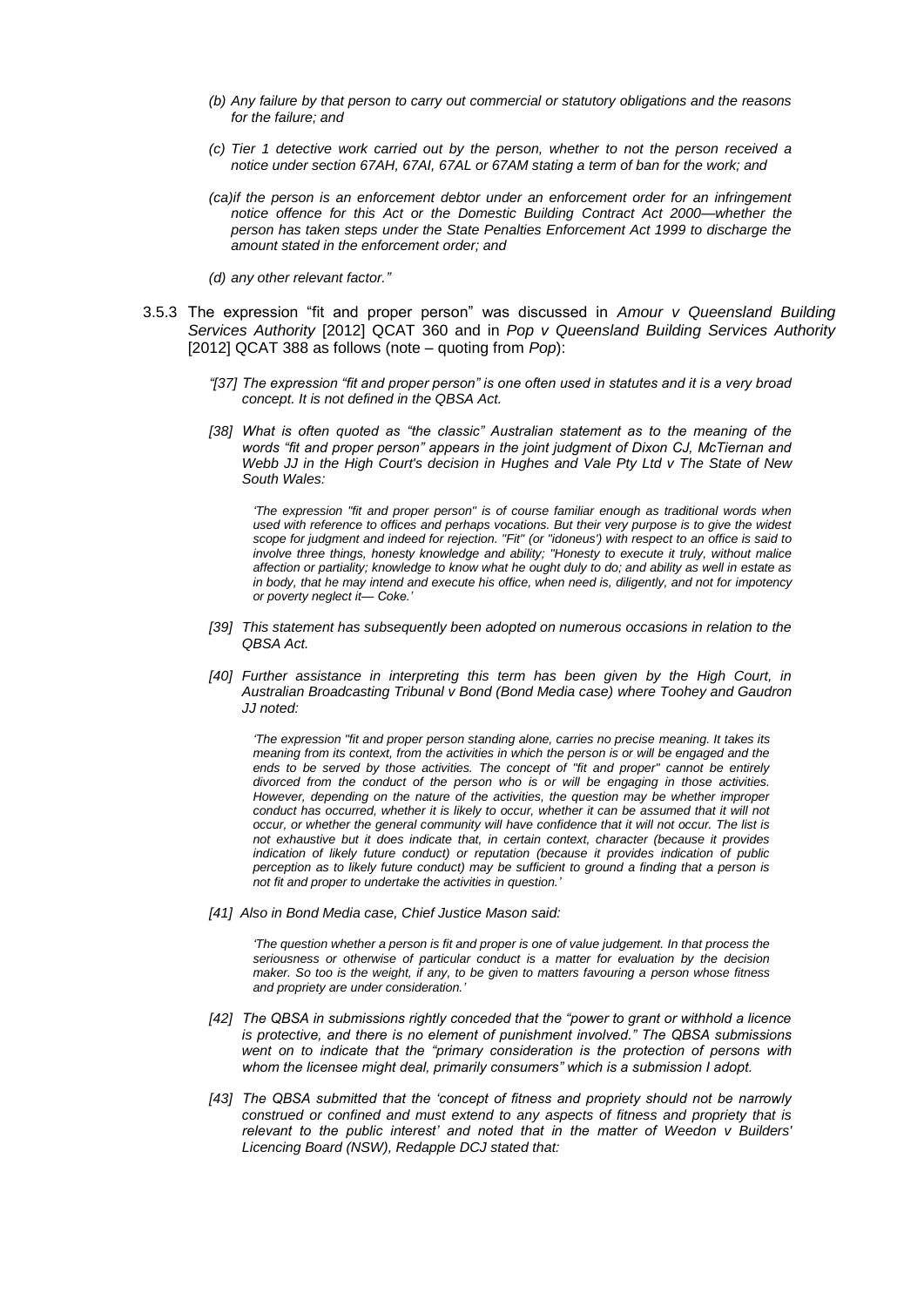*(b) Any failure by that person to carry out commercial or statutory obligations and the reasons for the failure; and*

*(c) Tier 1 detective work carried out by the person, whether to not the person received a notice under section 67AH, 67AI, 67AL or 67AM stating a term of ban for the work; and*

*(ca)if the person is an enforcement debtor under an enforcement order for an infringement notice offence for this Act or the Domestic Building Contract Act 2000—whether the person has taken steps under the State Penalties Enforcement Act 1999 to discharge the amount stated in the enforcement order; and*

*(d) any other relevant factor."*

3.5.3 The expression "fit and proper person" was discussed in *Amour v Queensland Building Services Authority* [2012] QCAT 360 and in *Pop v Queensland Building Services Authority* [2012] QCAT 388 as follows (note – quoting from *Pop*):

*"[37] The expression "fit and proper person" is one often used in statutes and it is a very broad concept. It is not defined in the QBSA Act.*

*[38] What is often quoted as "the classic" Australian statement as to the meaning of the words "fit and proper person" appears in the joint judgment of Dixon CJ, McTiernan and Webb JJ in the High Court's decision in Hughes and Vale Pty Ltd v The State of New South Wales:*

> *'The expression "fit and proper person" is of course familiar enough as traditional words when used with reference to offices and perhaps vocations. But their very purpose is to give the widest scope for judgment and indeed for rejection. "Fit" (or "idoneus') with respect to an office is said to involve three things, honesty knowledge and ability; "Honesty to execute it truly, without malice affection or partiality; knowledge to know what he ought duly to do; and ability as well in estate as in body, that he may intend and execute his office, when need is, diligently, and not for impotency or poverty neglect it— Coke.'*

*[39] This statement has subsequently been adopted on numerous occasions in relation to the QBSA Act.*

*[40] Further assistance in interpreting this term has been given by the High Court, in Australian Broadcasting Tribunal v Bond (Bond Media case) where Toohey and Gaudron JJ noted:*

> *'The expression "fit and proper person standing alone, carries no precise meaning. It takes its meaning from its context, from the activities in which the person is or will be engaged and the ends to be served by those activities. The concept of "fit and proper" cannot be entirely divorced from the conduct of the person who is or will be engaging in those activities. However, depending on the nature of the activities, the question may be whether improper conduct has occurred, whether it is likely to occur, whether it can be assumed that it will not occur, or whether the general community will have confidence that it will not occur. The list is not exhaustive but it does indicate that, in certain context, character (because it provides indication of likely future conduct) or reputation (because it provides indication of public perception as to likely future conduct) may be sufficient to ground a finding that a person is not fit and proper to undertake the activities in question.'*

*[41] Also in Bond Media case, Chief Justice Mason said:*

> *'The question whether a person is fit and proper is one of value judgement. In that process the seriousness or otherwise of particular conduct is a matter for evaluation by the decision maker. So too is the weight, if any, to be given to matters favouring a person whose fitness and propriety are under consideration.'*

*[42] The QBSA in submissions rightly conceded that the "power to grant or withhold a licence is protective, and there is no element of punishment involved." The QBSA submissions went on to indicate that the "primary consideration is the protection of persons with whom the licensee might deal, primarily consumers" which is a submission I adopt.*

*[43] The QBSA submitted that the 'concept of fitness and propriety should not be narrowly construed or confined and must extend to any aspects of fitness and propriety that is relevant to the public interest' and noted that in the matter of Weedon v Builders' Licencing Board (NSW), Redapple DCJ stated that:*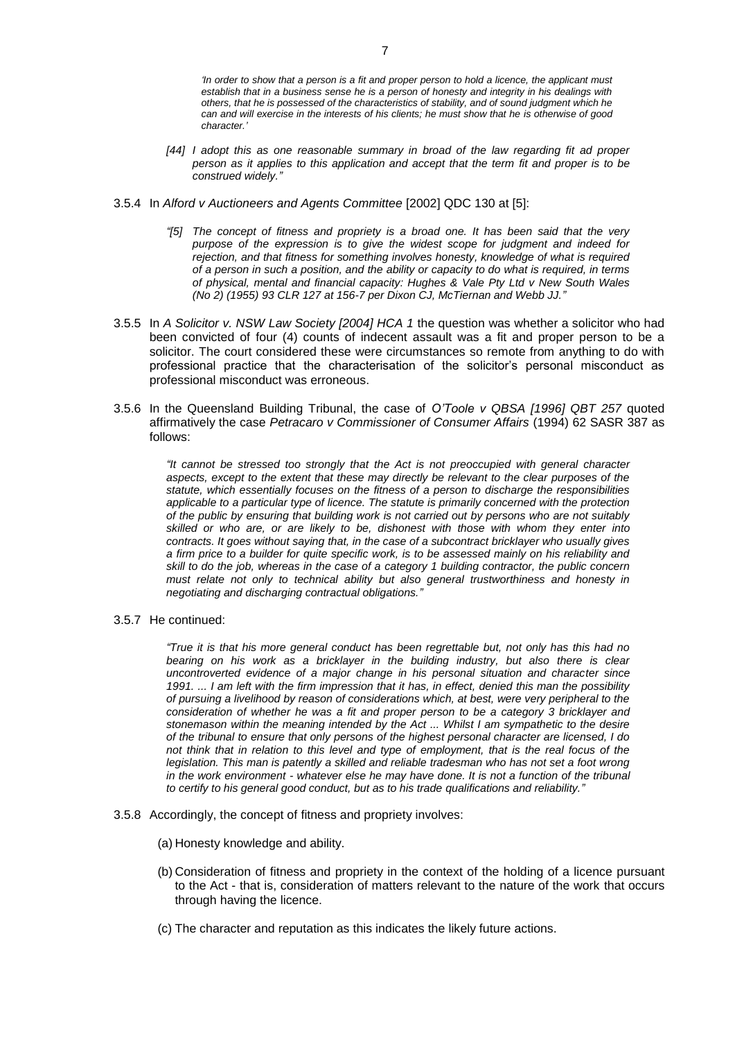> *'In order to show that a person is a fit and proper person to hold a licence, the applicant must establish that in a business sense he is a person of honesty and integrity in his dealings with others, that he is possessed of the characteristics of stability, and of sound judgment which he can and will exercise in the interests of his clients; he must show that he is otherwise of good character.'*

> *[44] I adopt this as one reasonable summary in broad of the law regarding fit ad proper person as it applies to this application and accept that the term fit and proper is to be construed widely."*

3.5.4 In *Alford v Auctioneers and Agents Committee* [2002] QDC 130 at [5]:

> *"[5] The concept of fitness and propriety is a broad one. It has been said that the very purpose of the expression is to give the widest scope for judgment and indeed for rejection, and that fitness for something involves honesty, knowledge of what is required of a person in such a position, and the ability or capacity to do what is required, in terms of physical, mental and financial capacity: Hughes & Vale Pty Ltd v New South Wales (No 2) (1955) 93 CLR 127 at 156-7 per Dixon CJ, McTiernan and Webb JJ."*

3.5.5 In *A Solicitor v. NSW Law Society [2004] HCA 1* the question was whether a solicitor who had been convicted of four (4) counts of indecent assault was a fit and proper person to be a solicitor. The court considered these were circumstances so remote from anything to do with professional practice that the characterisation of the solicitor's personal misconduct as professional misconduct was erroneous.

3.5.6 In the Queensland Building Tribunal, the case of *O'Toole v QBSA [1996] QBT 257* quoted affirmatively the case *Petracaro v Commissioner of Consumer Affairs* (1994) 62 SASR 387 as follows:

> *"It cannot be stressed too strongly that the Act is not preoccupied with general character aspects, except to the extent that these may directly be relevant to the clear purposes of the statute, which essentially focuses on the fitness of a person to discharge the responsibilities applicable to a particular type of licence. The statute is primarily concerned with the protection of the public by ensuring that building work is not carried out by persons who are not suitably skilled or who are, or are likely to be, dishonest with those with whom they enter into contracts. It goes without saying that, in the case of a subcontract bricklayer who usually gives a firm price to a builder for quite specific work, is to be assessed mainly on his reliability and skill to do the job, whereas in the case of a category 1 building contractor, the public concern must relate not only to technical ability but also general trustworthiness and honesty in negotiating and discharging contractual obligations."*

3.5.7 He continued:

> *"True it is that his more general conduct has been regrettable but, not only has this had no bearing on his work as a bricklayer in the building industry, but also there is clear uncontroverted evidence of a major change in his personal situation and character since 1991. ... I am left with the firm impression that it has, in effect, denied this man the possibility of pursuing a livelihood by reason of considerations which, at best, were very peripheral to the consideration of whether he was a fit and proper person to be a category 3 bricklayer and stonemason within the meaning intended by the Act ... Whilst I am sympathetic to the desire of the tribunal to ensure that only persons of the highest personal character are licensed, I do not think that in relation to this level and type of employment, that is the real focus of the legislation. This man is patently a skilled and reliable tradesman who has not set a foot wrong in the work environment - whatever else he may have done. It is not a function of the tribunal to certify to his general good conduct, but as to his trade qualifications and reliability."*

3.5.8 Accordingly, the concept of fitness and propriety involves:

(a) Honesty knowledge and ability.

(b) Consideration of fitness and propriety in the context of the holding of a licence pursuant to the Act - that is, consideration of matters relevant to the nature of the work that occurs through having the licence.

(c) The character and reputation as this indicates the likely future actions.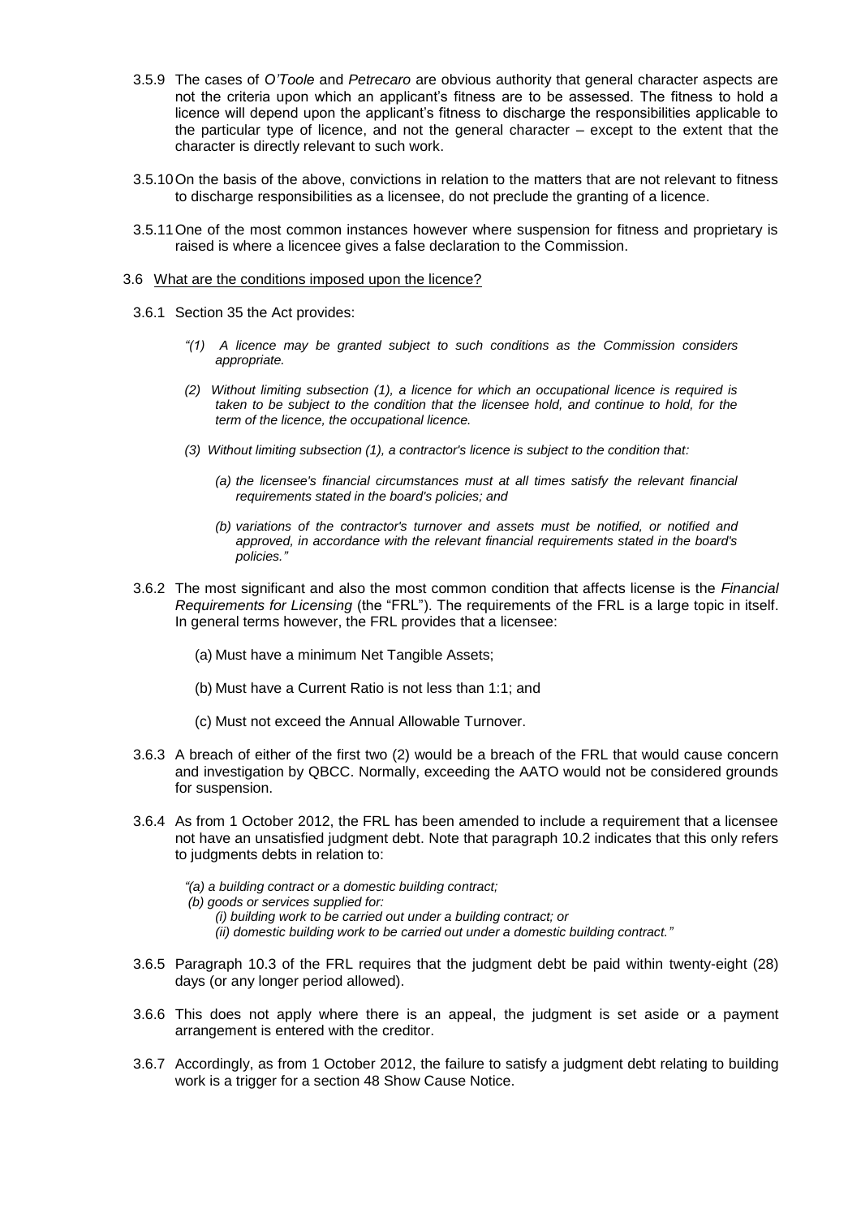3.5.9 The cases of *O'Toole* and *Petrecaro* are obvious authority that general character aspects are not the criteria upon which an applicant's fitness are to be assessed. The fitness to hold a licence will depend upon the applicant's fitness to discharge the responsibilities applicable to the particular type of licence, and not the general character – except to the extent that the character is directly relevant to such work.

3.5.10 On the basis of the above, convictions in relation to the matters that are not relevant to fitness to discharge responsibilities as a licensee, do not preclude the granting of a licence.

3.5.11 One of the most common instances however where suspension for fitness and proprietary is raised is where a licencee gives a false declaration to the Commission.

3.6 <u>What are the conditions imposed upon the licence?</u>

3.6.1 Section 35 the Act provides:

> *"(1) A licence may be granted subject to such conditions as the Commission considers appropriate.*
>
> *(2) Without limiting subsection (1), a licence for which an occupational licence is required is taken to be subject to the condition that the licensee hold, and continue to hold, for the term of the licence, the occupational licence.*
>
> *(3) Without limiting subsection (1), a contractor's licence is subject to the condition that:*
>
> *(a) the licensee's financial circumstances must at all times satisfy the relevant financial requirements stated in the board's policies; and*
>
> *(b) variations of the contractor's turnover and assets must be notified, or notified and approved, in accordance with the relevant financial requirements stated in the board's policies."*

3.6.2 The most significant and also the most common condition that affects license is the *Financial Requirements for Licensing* (the "FRL"). The requirements of the FRL is a large topic in itself. In general terms however, the FRL provides that a licensee:

(a) Must have a minimum Net Tangible Assets;

(b) Must have a Current Ratio is not less than 1:1; and

(c) Must not exceed the Annual Allowable Turnover.

3.6.3 A breach of either of the first two (2) would be a breach of the FRL that would cause concern and investigation by QBCC. Normally, exceeding the AATO would not be considered grounds for suspension.

3.6.4 As from 1 October 2012, the FRL has been amended to include a requirement that a licensee not have an unsatisfied judgment debt. Note that paragraph 10.2 indicates that this only refers to judgments debts in relation to:

> *"(a) a building contract or a domestic building contract;*
>
> *(b) goods or services supplied for:*
>
> *(i) building work to be carried out under a building contract; or*
>
> *(ii) domestic building work to be carried out under a domestic building contract."*

3.6.5 Paragraph 10.3 of the FRL requires that the judgment debt be paid within twenty-eight (28) days (or any longer period allowed).

3.6.6 This does not apply where there is an appeal, the judgment is set aside or a payment arrangement is entered with the creditor.

3.6.7 Accordingly, as from 1 October 2012, the failure to satisfy a judgment debt relating to building work is a trigger for a section 48 Show Cause Notice.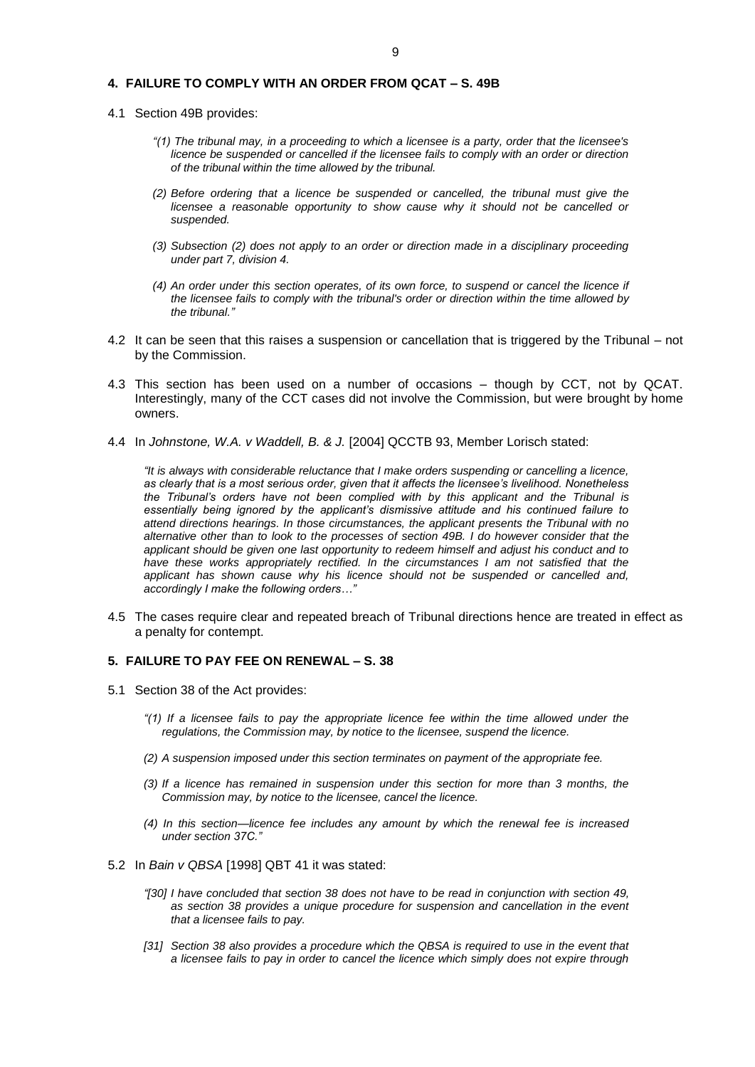## 4. FAILURE TO COMPLY WITH AN ORDER FROM QCAT – S. 49B

4.1 Section 49B provides:

> *"(1) The tribunal may, in a proceeding to which a licensee is a party, order that the licensee's licence be suspended or cancelled if the licensee fails to comply with an order or direction of the tribunal within the time allowed by the tribunal.*
>
> *(2) Before ordering that a licence be suspended or cancelled, the tribunal must give the licensee a reasonable opportunity to show cause why it should not be cancelled or suspended.*
>
> *(3) Subsection (2) does not apply to an order or direction made in a disciplinary proceeding under part 7, division 4.*
>
> *(4) An order under this section operates, of its own force, to suspend or cancel the licence if the licensee fails to comply with the tribunal's order or direction within the time allowed by the tribunal."*

4.2 It can be seen that this raises a suspension or cancellation that is triggered by the Tribunal – not by the Commission.

4.3 This section has been used on a number of occasions – though by CCT, not by QCAT. Interestingly, many of the CCT cases did not involve the Commission, but were brought by home owners.

4.4 In *Johnstone, W.A. v Waddell, B. & J.* [2004] QCCTB 93, Member Lorisch stated:

> *"It is always with considerable reluctance that I make orders suspending or cancelling a licence, as clearly that is a most serious order, given that it affects the licensee's livelihood. Nonetheless the Tribunal's orders have not been complied with by this applicant and the Tribunal is essentially being ignored by the applicant's dismissive attitude and his continued failure to attend directions hearings. In those circumstances, the applicant presents the Tribunal with no alternative other than to look to the processes of section 49B. I do however consider that the applicant should be given one last opportunity to redeem himself and adjust his conduct and to have these works appropriately rectified. In the circumstances I am not satisfied that the applicant has shown cause why his licence should not be suspended or cancelled and, accordingly I make the following orders…"*

4.5 The cases require clear and repeated breach of Tribunal directions hence are treated in effect as a penalty for contempt.

## 5. FAILURE TO PAY FEE ON RENEWAL – S. 38

5.1 Section 38 of the Act provides:

> *"(1) If a licensee fails to pay the appropriate licence fee within the time allowed under the regulations, the Commission may, by notice to the licensee, suspend the licence.*
>
> *(2) A suspension imposed under this section terminates on payment of the appropriate fee.*
>
> *(3) If a licence has remained in suspension under this section for more than 3 months, the Commission may, by notice to the licensee, cancel the licence.*
>
> *(4) In this section—licence fee includes any amount by which the renewal fee is increased under section 37C."*

5.2 In *Bain v QBSA* [1998] QBT 41 it was stated:

> *"[30] I have concluded that section 38 does not have to be read in conjunction with section 49, as section 38 provides a unique procedure for suspension and cancellation in the event that a licensee fails to pay.*
>
> *[31] Section 38 also provides a procedure which the QBSA is required to use in the event that a licensee fails to pay in order to cancel the licence which simply does not expire through*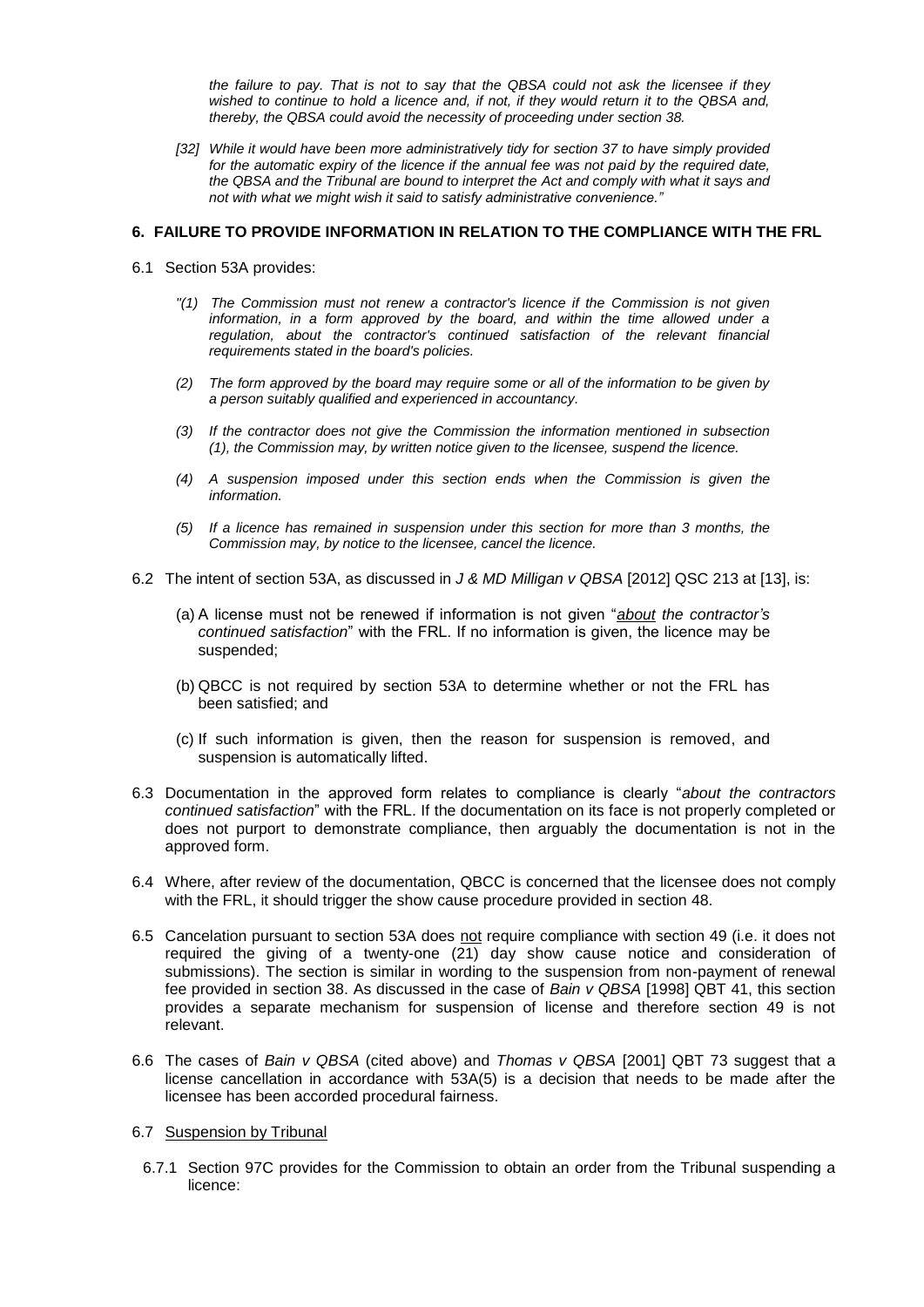*the failure to pay. That is not to say that the QBSA could not ask the licensee if they wished to continue to hold a licence and, if not, if they would return it to the QBSA and, thereby, the QBSA could avoid the necessity of proceeding under section 38.*

*[32] While it would have been more administratively tidy for section 37 to have simply provided for the automatic expiry of the licence if the annual fee was not paid by the required date, the QBSA and the Tribunal are bound to interpret the Act and comply with what it says and not with what we might wish it said to satisfy administrative convenience."*

## 6. FAILURE TO PROVIDE INFORMATION IN RELATION TO THE COMPLIANCE WITH THE FRL

6.1 Section 53A provides:

*"(1) The Commission must not renew a contractor's licence if the Commission is not given information, in a form approved by the board, and within the time allowed under a regulation, about the contractor's continued satisfaction of the relevant financial requirements stated in the board's policies.*

*(2) The form approved by the board may require some or all of the information to be given by a person suitably qualified and experienced in accountancy.*

*(3) If the contractor does not give the Commission the information mentioned in subsection (1), the Commission may, by written notice given to the licensee, suspend the licence.*

*(4) A suspension imposed under this section ends when the Commission is given the information.*

*(5) If a licence has remained in suspension under this section for more than 3 months, the Commission may, by notice to the licensee, cancel the licence.*

6.2 The intent of section 53A, as discussed in *J & MD Milligan v QBSA* [2012] QSC 213 at [13], is:

(a) A license must not be renewed if information is not given "*about the contractor's continued satisfaction*" with the FRL. If no information is given, the licence may be suspended;

(b) QBCC is not required by section 53A to determine whether or not the FRL has been satisfied; and

(c) If such information is given, then the reason for suspension is removed, and suspension is automatically lifted.

6.3 Documentation in the approved form relates to compliance is clearly "*about the contractors continued satisfaction*" with the FRL. If the documentation on its face is not properly completed or does not purport to demonstrate compliance, then arguably the documentation is not in the approved form.

6.4 Where, after review of the documentation, QBCC is concerned that the licensee does not comply with the FRL, it should trigger the show cause procedure provided in section 48.

6.5 Cancelation pursuant to section 53A does not require compliance with section 49 (i.e. it does not required the giving of a twenty-one (21) day show cause notice and consideration of submissions). The section is similar in wording to the suspension from non-payment of renewal fee provided in section 38. As discussed in the case of *Bain v QBSA* [1998] QBT 41, this section provides a separate mechanism for suspension of license and therefore section 49 is not relevant.

6.6 The cases of *Bain v QBSA* (cited above) and *Thomas v QBSA* [2001] QBT 73 suggest that a license cancellation in accordance with 53A(5) is a decision that needs to be made after the licensee has been accorded procedural fairness.

6.7 Suspension by Tribunal

6.7.1 Section 97C provides for the Commission to obtain an order from the Tribunal suspending a licence: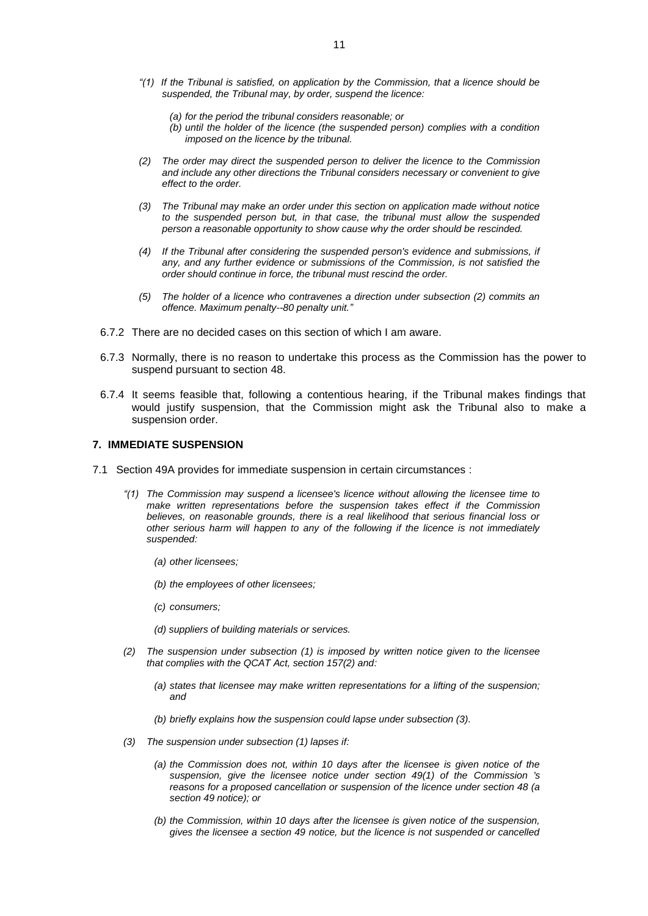*"(1) If the Tribunal is satisfied, on application by the Commission, that a licence should be suspended, the Tribunal may, by order, suspend the licence:*

*(a) for the period the tribunal considers reasonable; or*
*(b) until the holder of the licence (the suspended person) complies with a condition imposed on the licence by the tribunal.*

*(2) The order may direct the suspended person to deliver the licence to the Commission and include any other directions the Tribunal considers necessary or convenient to give effect to the order.*

*(3) The Tribunal may make an order under this section on application made without notice to the suspended person but, in that case, the tribunal must allow the suspended person a reasonable opportunity to show cause why the order should be rescinded.*

*(4) If the Tribunal after considering the suspended person's evidence and submissions, if any, and any further evidence or submissions of the Commission, is not satisfied the order should continue in force, the tribunal must rescind the order.*

*(5) The holder of a licence who contravenes a direction under subsection (2) commits an offence. Maximum penalty--80 penalty unit."*

6.7.2 There are no decided cases on this section of which I am aware.

6.7.3 Normally, there is no reason to undertake this process as the Commission has the power to suspend pursuant to section 48.

6.7.4 It seems feasible that, following a contentious hearing, if the Tribunal makes findings that would justify suspension, that the Commission might ask the Tribunal also to make a suspension order.

## 7. IMMEDIATE SUSPENSION

7.1 Section 49A provides for immediate suspension in certain circumstances :

*"(1) The Commission may suspend a licensee's licence without allowing the licensee time to make written representations before the suspension takes effect if the Commission believes, on reasonable grounds, there is a real likelihood that serious financial loss or other serious harm will happen to any of the following if the licence is not immediately suspended:*

*(a) other licensees;*

*(b) the employees of other licensees;*

*(c) consumers;*

*(d) suppliers of building materials or services.*

*(2) The suspension under subsection (1) is imposed by written notice given to the licensee that complies with the QCAT Act, section 157(2) and:*

*(a) states that licensee may make written representations for a lifting of the suspension; and*

*(b) briefly explains how the suspension could lapse under subsection (3).*

*(3) The suspension under subsection (1) lapses if:*

*(a) the Commission does not, within 10 days after the licensee is given notice of the suspension, give the licensee notice under section 49(1) of the Commission 's reasons for a proposed cancellation or suspension of the licence under section 48 (a section 49 notice); or*

*(b) the Commission, within 10 days after the licensee is given notice of the suspension, gives the licensee a section 49 notice, but the licence is not suspended or cancelled*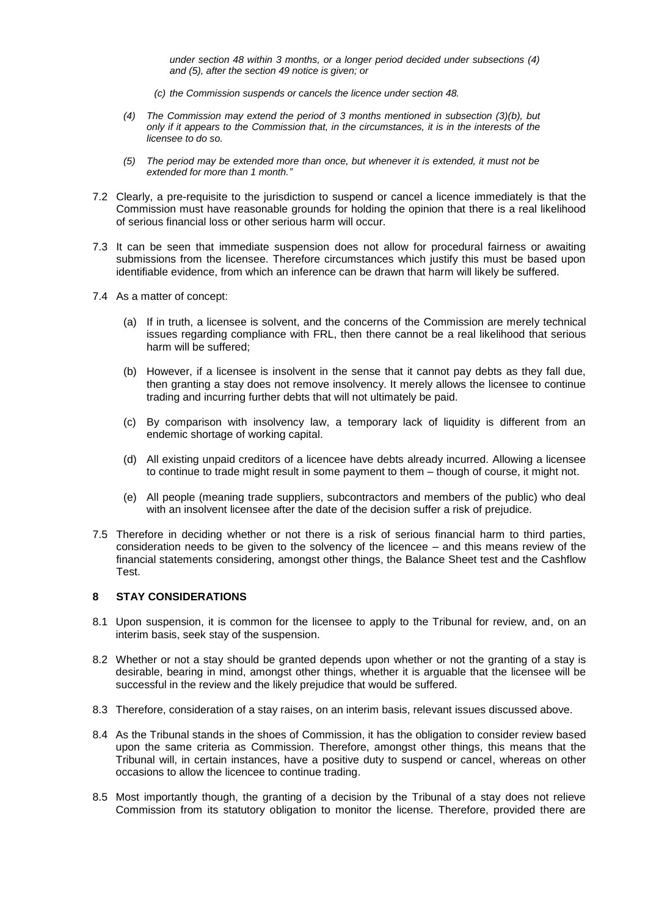*under section 48 within 3 months, or a longer period decided under subsections (4) and (5), after the section 49 notice is given; or*

*(c) the Commission suspends or cancels the licence under section 48.*

*(4) The Commission may extend the period of 3 months mentioned in subsection (3)(b), but only if it appears to the Commission that, in the circumstances, it is in the interests of the licensee to do so.*

*(5) The period may be extended more than once, but whenever it is extended, it must not be extended for more than 1 month."*

7.2 Clearly, a pre-requisite to the jurisdiction to suspend or cancel a licence immediately is that the Commission must have reasonable grounds for holding the opinion that there is a real likelihood of serious financial loss or other serious harm will occur.

7.3 It can be seen that immediate suspension does not allow for procedural fairness or awaiting submissions from the licensee. Therefore circumstances which justify this must be based upon identifiable evidence, from which an inference can be drawn that harm will likely be suffered.

7.4 As a matter of concept:

(a) If in truth, a licensee is solvent, and the concerns of the Commission are merely technical issues regarding compliance with FRL, then there cannot be a real likelihood that serious harm will be suffered;

(b) However, if a licensee is insolvent in the sense that it cannot pay debts as they fall due, then granting a stay does not remove insolvency. It merely allows the licensee to continue trading and incurring further debts that will not ultimately be paid.

(c) By comparison with insolvency law, a temporary lack of liquidity is different from an endemic shortage of working capital.

(d) All existing unpaid creditors of a licencee have debts already incurred. Allowing a licensee to continue to trade might result in some payment to them – though of course, it might not.

(e) All people (meaning trade suppliers, subcontractors and members of the public) who deal with an insolvent licensee after the date of the decision suffer a risk of prejudice.

7.5 Therefore in deciding whether or not there is a risk of serious financial harm to third parties, consideration needs to be given to the solvency of the licencee – and this means review of the financial statements considering, amongst other things, the Balance Sheet test and the Cashflow Test.

## 8 STAY CONSIDERATIONS

8.1 Upon suspension, it is common for the licensee to apply to the Tribunal for review, and, on an interim basis, seek stay of the suspension.

8.2 Whether or not a stay should be granted depends upon whether or not the granting of a stay is desirable, bearing in mind, amongst other things, whether it is arguable that the licensee will be successful in the review and the likely prejudice that would be suffered.

8.3 Therefore, consideration of a stay raises, on an interim basis, relevant issues discussed above.

8.4 As the Tribunal stands in the shoes of Commission, it has the obligation to consider review based upon the same criteria as Commission. Therefore, amongst other things, this means that the Tribunal will, in certain instances, have a positive duty to suspend or cancel, whereas on other occasions to allow the licencee to continue trading.

8.5 Most importantly though, the granting of a decision by the Tribunal of a stay does not relieve Commission from its statutory obligation to monitor the license. Therefore, provided there are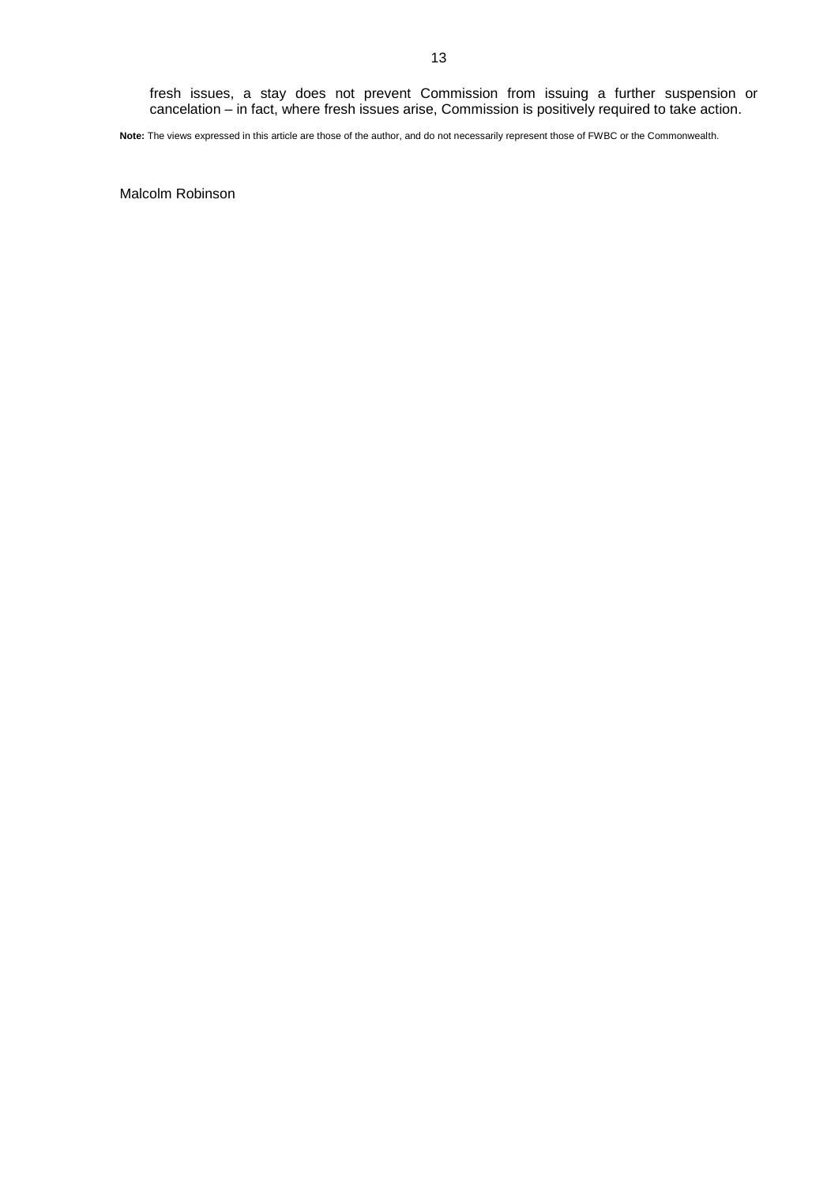fresh issues, a stay does not prevent Commission from issuing a further suspension or cancelation – in fact, where fresh issues arise, Commission is positively required to take action.

**Note:** The views expressed in this article are those of the author, and do not necessarily represent those of FWBC or the Commonwealth.

Malcolm Robinson